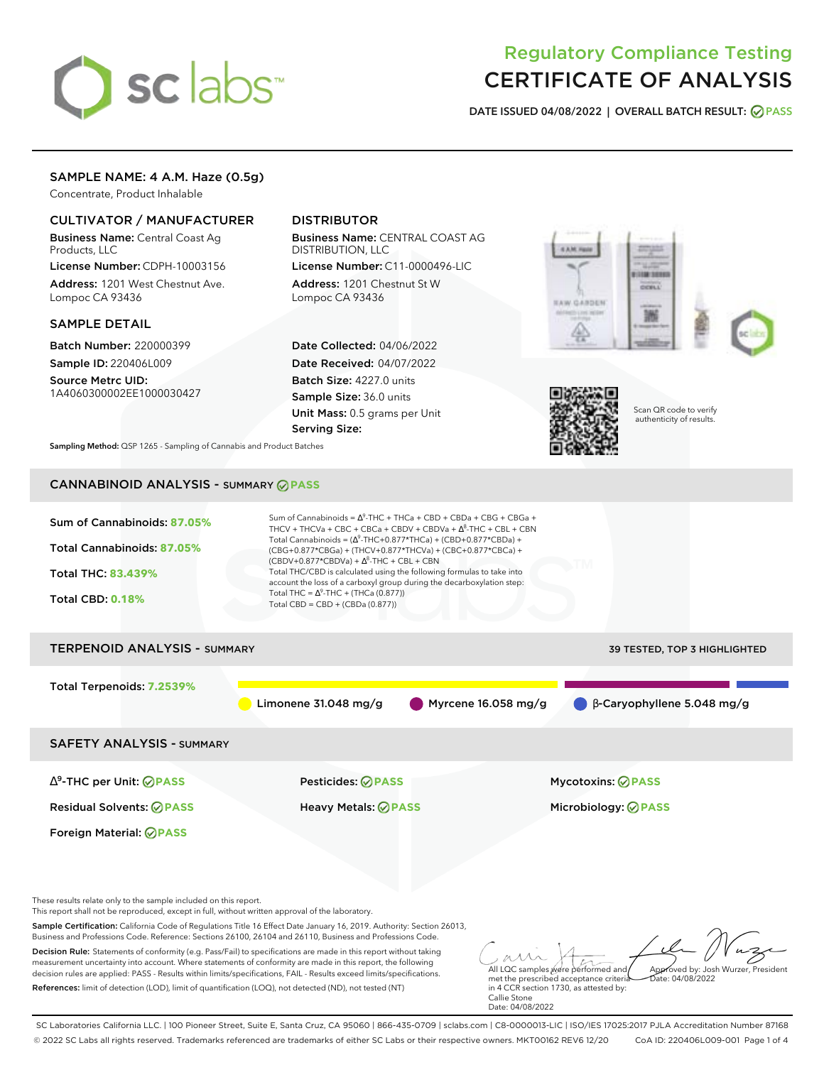# Regulatory Compliance Testing
# CERTIFICATE OF ANALYSIS

DATE ISSUED 04/08/2022 | OVERALL BATCH RESULT: PASS

## SAMPLE NAME: 4 A.M. Haze (0.5g)

Concentrate, Product Inhalable

### CULTIVATOR / MANUFACTURER

**Business Name:** Central Coast Ag Products, LLC

**License Number:** CDPH-10003156

**Address:** 1201 West Chestnut Ave. Lompoc CA 93436

### DISTRIBUTOR

**Business Name:** CENTRAL COAST AG DISTRIBUTION, LLC

**License Number:** C11-0000496-LIC

**Address:** 1201 Chestnut St W Lompoc CA 93436

### SAMPLE DETAIL

**Batch Number:** 220000399

**Sample ID:** 220406L009

**Source Metrc UID:** 1A4060300002EE1000030427

**Date Collected:** 04/06/2022

**Date Received:** 04/07/2022

**Batch Size:** 4227.0 units

**Sample Size:** 36.0 units

**Unit Mass:** 0.5 grams per Unit

**Serving Size:**

Scan QR code to verify authenticity of results.

**Sampling Method:** QSP 1265 - Sampling of Cannabis and Product Batches

## CANNABINOID ANALYSIS - SUMMARY PASS

**Sum of Cannabinoids:** 87.05%

**Total Cannabinoids:** 87.05%

**Total THC:** 83.439%

**Total CBD:** 0.18%

Sum of Cannabinoids = $\Delta^9$-THC + THCa + CBD + CBDa + CBG + CBGa + THCV + THCVa + CBC + CBCa + CBDV + CBDVa + $\Delta^8$-THC + CBL + CBN

Total Cannabinoids = ($\Delta^9$-THC+0.877*THCa) + (CBD+0.877*CBDa) + (CBG+0.877*CBGa) + (THCV+0.877*THCVa) + (CBC+0.877*CBCa) + (CBDV+0.877*CBDVa) + $\Delta^8$-THC + CBL + CBN

Total THC/CBD is calculated using the following formulas to take into account the loss of a carboxyl group during the decarboxylation step:

Total THC = $\Delta^9$-THC + (THCa (0.877))

Total CBD = CBD + (CBDa (0.877))

## TERPENOID ANALYSIS - SUMMARY

39 TESTED, TOP 3 HIGHLIGHTED

**Total Terpenoids:** 7.2539%

Limonene 31.048 mg/g | Myrcene 16.058 mg/g | β-Caryophyllene 5.048 mg/g

## SAFETY ANALYSIS - SUMMARY

| | | |
|---|---|---|
| $\Delta^9$-THC per Unit: PASS | Pesticides: PASS | Mycotoxins: PASS |
| Residual Solvents: PASS | Heavy Metals: PASS | Microbiology: PASS |
| Foreign Material: PASS | | |

These results relate only to the sample included on this report.
This report shall not be reproduced, except in full, without written approval of the laboratory.

**Sample Certification:** California Code of Regulations Title 16 Effect Date January 16, 2019. Authority: Section 26013, Business and Professions Code. Reference: Sections 26100, 26104 and 26110, Business and Professions Code.

**Decision Rule:** Statements of conformity (e.g. Pass/Fail) to specifications are made in this report without taking measurement uncertainty into account. Where statements of conformity are made in this report, the following decision rules are applied: PASS - Results within limits/specifications, FAIL - Results exceed limits/specifications.

**References:** limit of detection (LOD), limit of quantification (LOQ), not detected (ND), not tested (NT)

All LQC samples were performed and met the prescribed acceptance criteria in 4 CCR section 1730, as attested by: Callie Stone
Date: 04/08/2022

Approved by: Josh Wurzer, President
Date: 04/08/2022

SC Laboratories California LLC. | 100 Pioneer Street, Suite E, Santa Cruz, CA 95060 | 866-435-0709 | sclabs.com | C8-0000013-LIC | ISO/IES 17025:2017 PJLA Accreditation Number 87168
© 2022 SC Labs all rights reserved. Trademarks referenced are trademarks of either SC Labs or their respective owners. MKT00162 REV6 12/20 CoA ID: 220406L009-001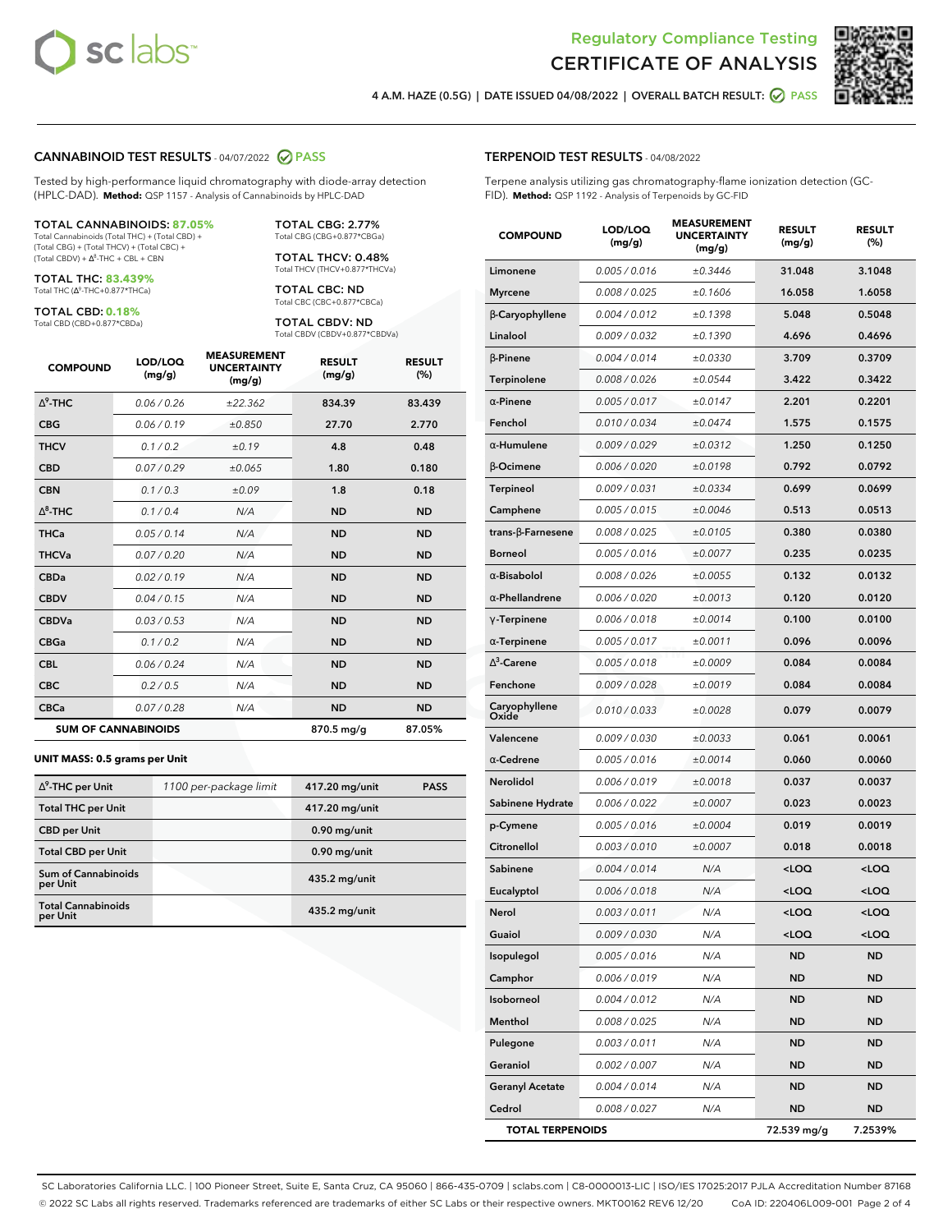# Regulatory Compliance Testing
## CERTIFICATE OF ANALYSIS

4 A.M. HAZE (0.5G) | DATE ISSUED 04/08/2022 | OVERALL BATCH RESULT: PASS

## CANNABINOID TEST RESULTS - 04/07/2022 PASS

Tested by high-performance liquid chromatography with diode-array detection (HPLC-DAD). **Method:** QSP 1157 - Analysis of Cannabinoids by HPLC-DAD

**TOTAL CANNABINOIDS: 87.05%**
Total Cannabinoids (Total THC) + (Total CBD) + (Total CBG) + (Total THCV) + (Total CBC) + (Total CBDV) + Δ8-THC + CBL + CBN

**TOTAL THC: 83.439%**
Total THC (Δ9-THC+0.877*THCa)

**TOTAL CBD: 0.18%**
Total CBD (CBD+0.877*CBDa)

**TOTAL CBG: 2.77%**
Total CBG (CBG+0.877*CBGa)

**TOTAL THCV: 0.48%**
Total THCV (THCV+0.877*THCVa)

**TOTAL CBC: ND**
Total CBC (CBC+0.877*CBCa)

**TOTAL CBDV: ND**
Total CBDV (CBDV+0.877*CBDVa)

| COMPOUND | LOD/LOQ (mg/g) | MEASUREMENT UNCERTAINTY (mg/g) | RESULT (mg/g) | RESULT (%) |
|---|---|---|---|---|
| Δ9-THC | 0.06 / 0.26 | ±22.362 | 834.39 | 83.439 |
| CBG | 0.06 / 0.19 | ±0.850 | 27.70 | 2.770 |
| THCV | 0.1 / 0.2 | ±0.19 | 4.8 | 0.48 |
| CBD | 0.07 / 0.29 | ±0.065 | 1.80 | 0.180 |
| CBN | 0.1 / 0.3 | ±0.09 | 1.8 | 0.18 |
| Δ8-THC | 0.1 / 0.4 | N/A | ND | ND |
| THCa | 0.05 / 0.14 | N/A | ND | ND |
| THCVa | 0.07 / 0.20 | N/A | ND | ND |
| CBDa | 0.02 / 0.19 | N/A | ND | ND |
| CBDV | 0.04 / 0.15 | N/A | ND | ND |
| CBDVa | 0.03 / 0.53 | N/A | ND | ND |
| CBGa | 0.1 / 0.2 | N/A | ND | ND |
| CBL | 0.06 / 0.24 | N/A | ND | ND |
| CBC | 0.2 / 0.5 | N/A | ND | ND |
| CBCa | 0.07 / 0.28 | N/A | ND | ND |
| **SUM OF CANNABINOIDS** | | | 870.5 mg/g | 87.05% |

**UNIT MASS: 0.5 grams per Unit**

| | | | |
|---|---|---|---|
| Δ9-THC per Unit | 1100 per-package limit | 417.20 mg/unit | PASS |
| Total THC per Unit | | 417.20 mg/unit | |
| CBD per Unit | | 0.90 mg/unit | |
| Total CBD per Unit | | 0.90 mg/unit | |
| Sum of Cannabinoids per Unit | | 435.2 mg/unit | |
| Total Cannabinoids per Unit | | 435.2 mg/unit | |

## TERPENOID TEST RESULTS - 04/08/2022

Terpene analysis utilizing gas chromatography-flame ionization detection (GC-FID). **Method:** QSP 1192 - Analysis of Terpenoids by GC-FID

| COMPOUND | LOD/LOQ (mg/g) | MEASUREMENT UNCERTAINTY (mg/g) | RESULT (mg/g) | RESULT (%) |
|---|---|---|---|---|
| Limonene | 0.005 / 0.016 | ±0.3446 | 31.048 | 3.1048 |
| Myrcene | 0.008 / 0.025 | ±0.1606 | 16.058 | 1.6058 |
| β-Caryophyllene | 0.004 / 0.012 | ±0.1398 | 5.048 | 0.5048 |
| Linalool | 0.009 / 0.032 | ±0.1390 | 4.696 | 0.4696 |
| β-Pinene | 0.004 / 0.014 | ±0.0330 | 3.709 | 0.3709 |
| Terpinolene | 0.008 / 0.026 | ±0.0544 | 3.422 | 0.3422 |
| α-Pinene | 0.005 / 0.017 | ±0.0147 | 2.201 | 0.2201 |
| Fenchol | 0.010 / 0.034 | ±0.0474 | 1.575 | 0.1575 |
| α-Humulene | 0.009 / 0.029 | ±0.0312 | 1.250 | 0.1250 |
| β-Ocimene | 0.006 / 0.020 | ±0.0198 | 0.792 | 0.0792 |
| Terpineol | 0.009 / 0.031 | ±0.0334 | 0.699 | 0.0699 |
| Camphene | 0.005 / 0.015 | ±0.0046 | 0.513 | 0.0513 |
| trans-β-Farnesene | 0.008 / 0.025 | ±0.0105 | 0.380 | 0.0380 |
| Borneol | 0.005 / 0.016 | ±0.0077 | 0.235 | 0.0235 |
| α-Bisabolol | 0.008 / 0.026 | ±0.0055 | 0.132 | 0.0132 |
| α-Phellandrene | 0.006 / 0.020 | ±0.0013 | 0.120 | 0.0120 |
| γ-Terpinene | 0.006 / 0.018 | ±0.0014 | 0.100 | 0.0100 |
| α-Terpinene | 0.005 / 0.017 | ±0.0011 | 0.096 | 0.0096 |
| Δ3-Carene | 0.005 / 0.018 | ±0.0009 | 0.084 | 0.0084 |
| Fenchone | 0.009 / 0.028 | ±0.0019 | 0.084 | 0.0084 |
| Caryophyllene Oxide | 0.010 / 0.033 | ±0.0028 | 0.079 | 0.0079 |
| Valencene | 0.009 / 0.030 | ±0.0033 | 0.061 | 0.0061 |
| α-Cedrene | 0.005 / 0.016 | ±0.0014 | 0.060 | 0.0060 |
| Nerolidol | 0.006 / 0.019 | ±0.0018 | 0.037 | 0.0037 |
| Sabinene Hydrate | 0.006 / 0.022 | ±0.0007 | 0.023 | 0.0023 |
| p-Cymene | 0.005 / 0.016 | ±0.0004 | 0.019 | 0.0019 |
| Citronellol | 0.003 / 0.010 | ±0.0007 | 0.018 | 0.0018 |
| Sabinene | 0.004 / 0.014 | N/A | <LOQ | <LOQ |
| Eucalyptol | 0.006 / 0.018 | N/A | <LOQ | <LOQ |
| Nerol | 0.003 / 0.011 | N/A | <LOQ | <LOQ |
| Guaiol | 0.009 / 0.030 | N/A | <LOQ | <LOQ |
| Isopulegol | 0.005 / 0.016 | N/A | ND | ND |
| Camphor | 0.006 / 0.019 | N/A | ND | ND |
| Isoborneol | 0.004 / 0.012 | N/A | ND | ND |
| Menthol | 0.008 / 0.025 | N/A | ND | ND |
| Pulegone | 0.003 / 0.011 | N/A | ND | ND |
| Geraniol | 0.002 / 0.007 | N/A | ND | ND |
| Geranyl Acetate | 0.004 / 0.014 | N/A | ND | ND |
| Cedrol | 0.008 / 0.027 | N/A | ND | ND |
| **TOTAL TERPENOIDS** | | | 72.539 mg/g | 7.2539% |

SC Laboratories California LLC. | 100 Pioneer Street, Suite E, Santa Cruz, CA 95060 | 866-435-0709 | sclabs.com | C8-0000013-LIC | ISO/IES 17025:2017 PJLA Accreditation Number 87168
© 2022 SC Labs all rights reserved. Trademarks referenced are trademarks of either SC Labs or their respective owners. MKT00162 REV6 12/20 CoA ID: 220406L009-001